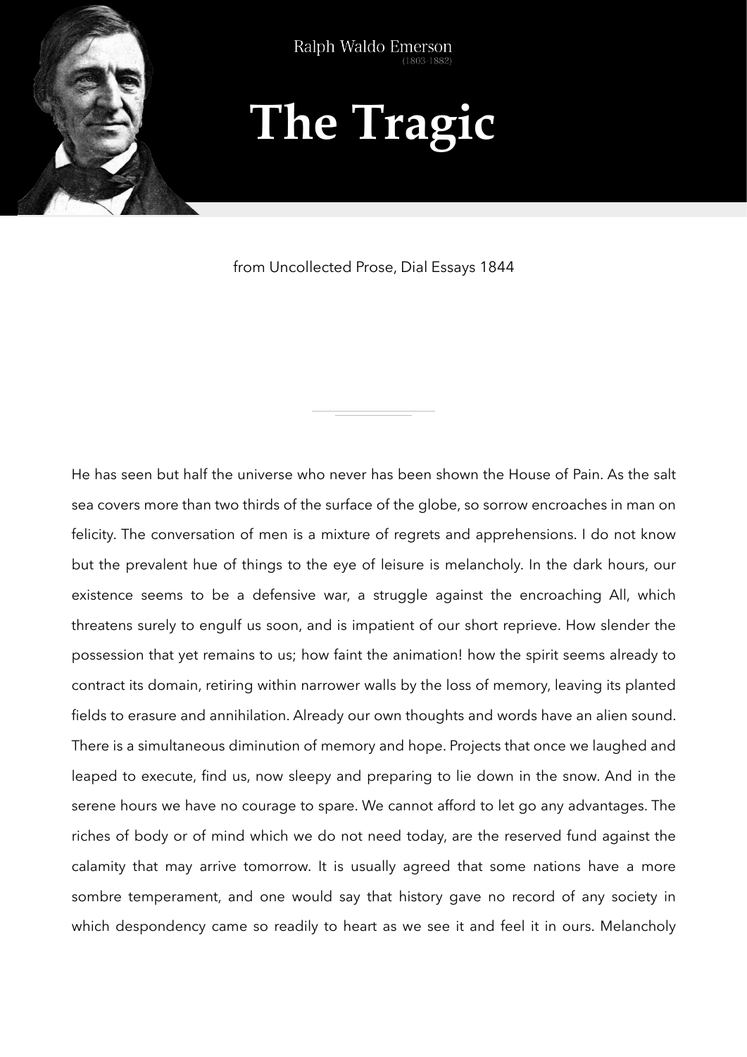Ralph Waldo Emerson
(1803-1882)

# The Tragic

from Uncollected Prose, Dial Essays 1844

He has seen but half the universe who never has been shown the House of Pain. As the salt sea covers more than two thirds of the surface of the globe, so sorrow encroaches in man on felicity. The conversation of men is a mixture of regrets and apprehensions. I do not know but the prevalent hue of things to the eye of leisure is melancholy. In the dark hours, our existence seems to be a defensive war, a struggle against the encroaching All, which threatens surely to engulf us soon, and is impatient of our short reprieve. How slender the possession that yet remains to us; how faint the animation! how the spirit seems already to contract its domain, retiring within narrower walls by the loss of memory, leaving its planted fields to erasure and annihilation. Already our own thoughts and words have an alien sound. There is a simultaneous diminution of memory and hope. Projects that once we laughed and leaped to execute, find us, now sleepy and preparing to lie down in the snow. And in the serene hours we have no courage to spare. We cannot afford to let go any advantages. The riches of body or of mind which we do not need today, are the reserved fund against the calamity that may arrive tomorrow. It is usually agreed that some nations have a more sombre temperament, and one would say that history gave no record of any society in which despondency came so readily to heart as we see it and feel it in ours. Melancholy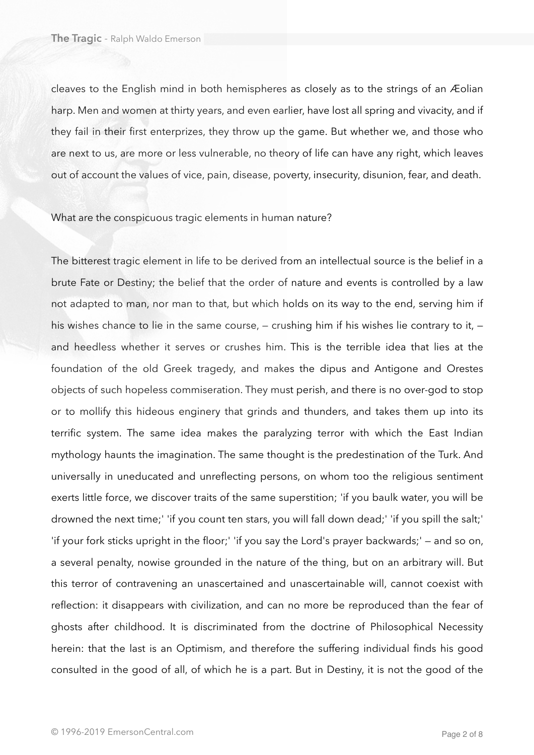cleaves to the English mind in both hemispheres as closely as to the strings of an Æolian harp. Men and women at thirty years, and even earlier, have lost all spring and vivacity, and if they fail in their first enterprizes, they throw up the game. But whether we, and those who are next to us, are more or less vulnerable, no theory of life can have any right, which leaves out of account the values of vice, pain, disease, poverty, insecurity, disunion, fear, and death.

What are the conspicuous tragic elements in human nature?

The bitterest tragic element in life to be derived from an intellectual source is the belief in a brute Fate or Destiny; the belief that the order of nature and events is controlled by a law not adapted to man, nor man to that, but which holds on its way to the end, serving him if his wishes chance to lie in the same course, — crushing him if his wishes lie contrary to it, — and heedless whether it serves or crushes him. This is the terrible idea that lies at the foundation of the old Greek tragedy, and makes the dipus and Antigone and Orestes objects of such hopeless commiseration. They must perish, and there is no over-god to stop or to mollify this hideous enginery that grinds and thunders, and takes them up into its terrific system. The same idea makes the paralyzing terror with which the East Indian mythology haunts the imagination. The same thought is the predestination of the Turk. And universally in uneducated and unreflecting persons, on whom too the religious sentiment exerts little force, we discover traits of the same superstition; 'if you baulk water, you will be drowned the next time;' 'if you count ten stars, you will fall down dead;' 'if you spill the salt;' 'if your fork sticks upright in the floor;' 'if you say the Lord's prayer backwards;' — and so on, a several penalty, nowise grounded in the nature of the thing, but on an arbitrary will. But this terror of contravening an unascertained and unascertainable will, cannot coexist with reflection: it disappears with civilization, and can no more be reproduced than the fear of ghosts after childhood. It is discriminated from the doctrine of Philosophical Necessity herein: that the last is an Optimism, and therefore the suffering individual finds his good consulted in the good of all, of which he is a part. But in Destiny, it is not the good of the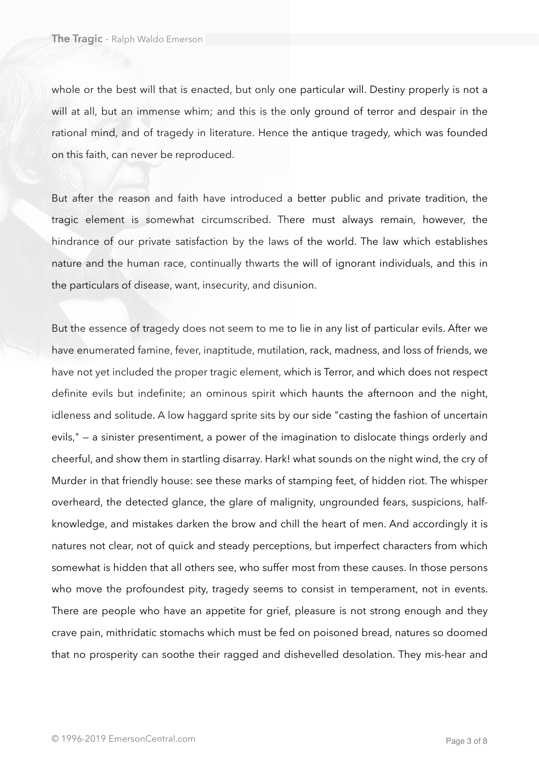whole or the best will that is enacted, but only one particular will. Destiny properly is not a will at all, but an immense whim; and this is the only ground of terror and despair in the rational mind, and of tragedy in literature. Hence the antique tragedy, which was founded on this faith, can never be reproduced.

But after the reason and faith have introduced a better public and private tradition, the tragic element is somewhat circumscribed. There must always remain, however, the hindrance of our private satisfaction by the laws of the world. The law which establishes nature and the human race, continually thwarts the will of ignorant individuals, and this in the particulars of disease, want, insecurity, and disunion.

But the essence of tragedy does not seem to me to lie in any list of particular evils. After we have enumerated famine, fever, inaptitude, mutilation, rack, madness, and loss of friends, we have not yet included the proper tragic element, which is Terror, and which does not respect definite evils but indefinite; an ominous spirit which haunts the afternoon and the night, idleness and solitude. A low haggard sprite sits by our side "casting the fashion of uncertain evils," — a sinister presentiment, a power of the imagination to dislocate things orderly and cheerful, and show them in startling disarray. Hark! what sounds on the night wind, the cry of Murder in that friendly house: see these marks of stamping feet, of hidden riot. The whisper overheard, the detected glance, the glare of malignity, ungrounded fears, suspicions, half-knowledge, and mistakes darken the brow and chill the heart of men. And accordingly it is natures not clear, not of quick and steady perceptions, but imperfect characters from which somewhat is hidden that all others see, who suffer most from these causes. In those persons who move the profoundest pity, tragedy seems to consist in temperament, not in events. There are people who have an appetite for grief, pleasure is not strong enough and they crave pain, mithridatic stomachs which must be fed on poisoned bread, natures so doomed that no prosperity can soothe their ragged and dishevelled desolation. They mis-hear and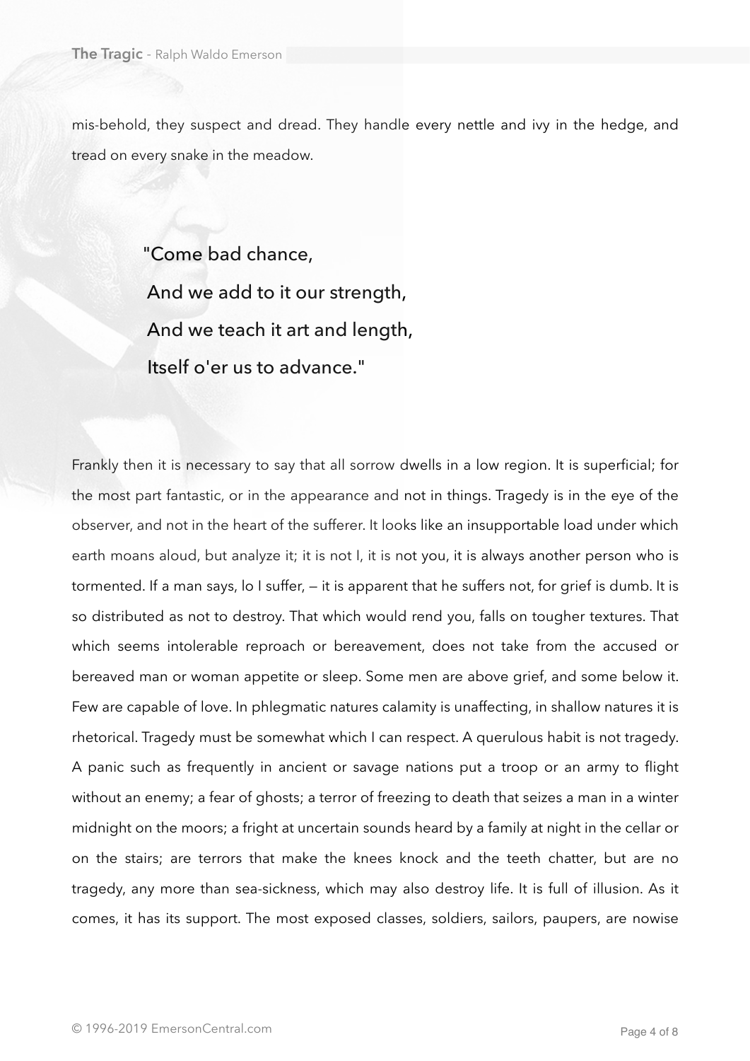mis-behold, they suspect and dread. They handle every nettle and ivy in the hedge, and tread on every snake in the meadow.

> "Come bad chance,
> And we add to it our strength,
> And we teach it art and length,
> Itself o'er us to advance."

Frankly then it is necessary to say that all sorrow dwells in a low region. It is superficial; for the most part fantastic, or in the appearance and not in things. Tragedy is in the eye of the observer, and not in the heart of the sufferer. It looks like an insupportable load under which earth moans aloud, but analyze it; it is not I, it is not you, it is always another person who is tormented. If a man says, lo I suffer, — it is apparent that he suffers not, for grief is dumb. It is so distributed as not to destroy. That which would rend you, falls on tougher textures. That which seems intolerable reproach or bereavement, does not take from the accused or bereaved man or woman appetite or sleep. Some men are above grief, and some below it. Few are capable of love. In phlegmatic natures calamity is unaffecting, in shallow natures it is rhetorical. Tragedy must be somewhat which I can respect. A querulous habit is not tragedy. A panic such as frequently in ancient or savage nations put a troop or an army to flight without an enemy; a fear of ghosts; a terror of freezing to death that seizes a man in a winter midnight on the moors; a fright at uncertain sounds heard by a family at night in the cellar or on the stairs; are terrors that make the knees knock and the teeth chatter, but are no tragedy, any more than sea-sickness, which may also destroy life. It is full of illusion. As it comes, it has its support. The most exposed classes, soldiers, sailors, paupers, are nowise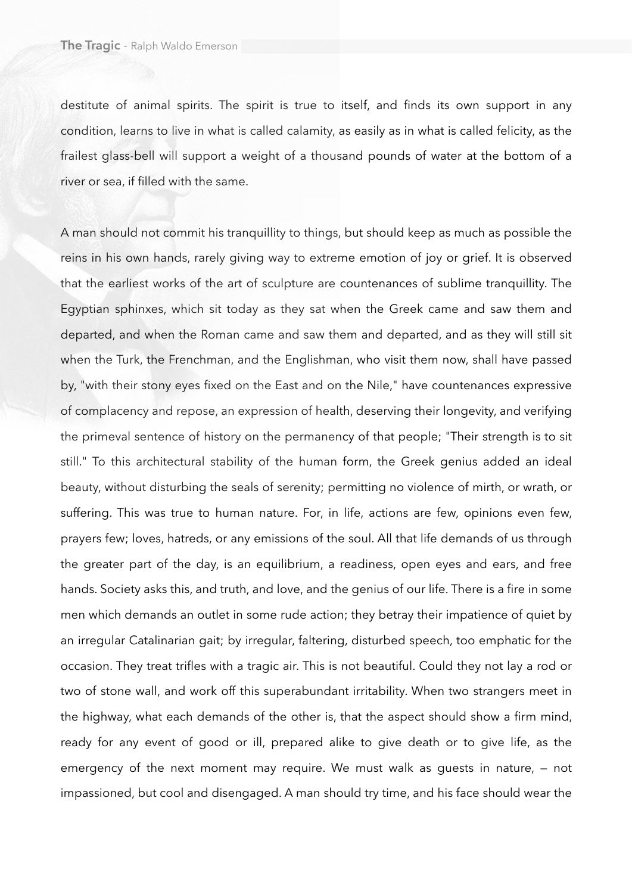destitute of animal spirits. The spirit is true to itself, and finds its own support in any condition, learns to live in what is called calamity, as easily as in what is called felicity, as the frailest glass-bell will support a weight of a thousand pounds of water at the bottom of a river or sea, if filled with the same.

A man should not commit his tranquillity to things, but should keep as much as possible the reins in his own hands, rarely giving way to extreme emotion of joy or grief. It is observed that the earliest works of the art of sculpture are countenances of sublime tranquillity. The Egyptian sphinxes, which sit today as they sat when the Greek came and saw them and departed, and when the Roman came and saw them and departed, and as they will still sit when the Turk, the Frenchman, and the Englishman, who visit them now, shall have passed by, "with their stony eyes fixed on the East and on the Nile," have countenances expressive of complacency and repose, an expression of health, deserving their longevity, and verifying the primeval sentence of history on the permanency of that people; "Their strength is to sit still." To this architectural stability of the human form, the Greek genius added an ideal beauty, without disturbing the seals of serenity; permitting no violence of mirth, or wrath, or suffering. This was true to human nature. For, in life, actions are few, opinions even few, prayers few; loves, hatreds, or any emissions of the soul. All that life demands of us through the greater part of the day, is an equilibrium, a readiness, open eyes and ears, and free hands. Society asks this, and truth, and love, and the genius of our life. There is a fire in some men which demands an outlet in some rude action; they betray their impatience of quiet by an irregular Catalinarian gait; by irregular, faltering, disturbed speech, too emphatic for the occasion. They treat trifles with a tragic air. This is not beautiful. Could they not lay a rod or two of stone wall, and work off this superabundant irritability. When two strangers meet in the highway, what each demands of the other is, that the aspect should show a firm mind, ready for any event of good or ill, prepared alike to give death or to give life, as the emergency of the next moment may require. We must walk as guests in nature, — not impassioned, but cool and disengaged. A man should try time, and his face should wear the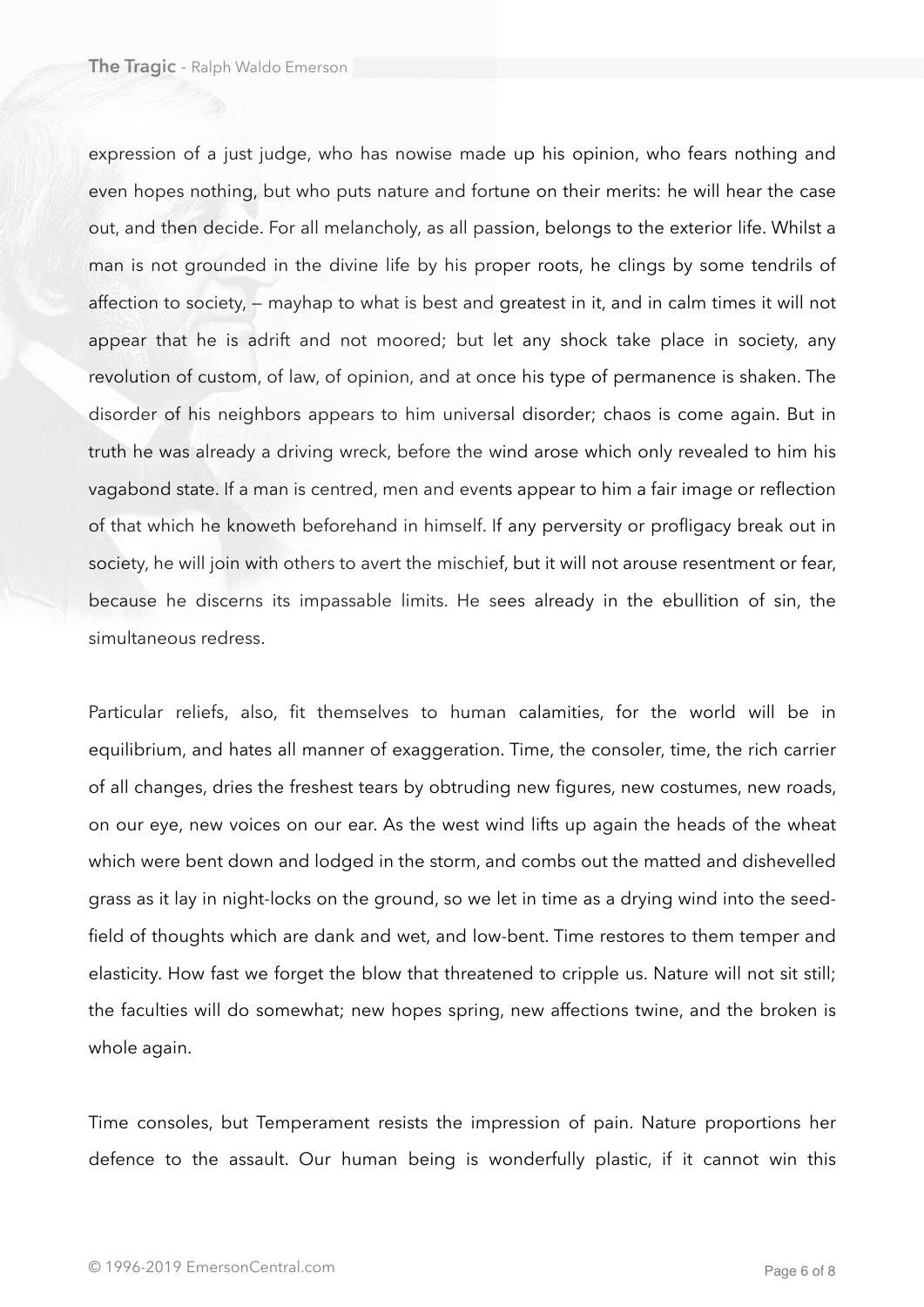expression of a just judge, who has nowise made up his opinion, who fears nothing and even hopes nothing, but who puts nature and fortune on their merits: he will hear the case out, and then decide. For all melancholy, as all passion, belongs to the exterior life. Whilst a man is not grounded in the divine life by his proper roots, he clings by some tendrils of affection to society, — mayhap to what is best and greatest in it, and in calm times it will not appear that he is adrift and not moored; but let any shock take place in society, any revolution of custom, of law, of opinion, and at once his type of permanence is shaken. The disorder of his neighbors appears to him universal disorder; chaos is come again. But in truth he was already a driving wreck, before the wind arose which only revealed to him his vagabond state. If a man is centred, men and events appear to him a fair image or reflection of that which he knoweth beforehand in himself. If any perversity or profligacy break out in society, he will join with others to avert the mischief, but it will not arouse resentment or fear, because he discerns its impassable limits. He sees already in the ebullition of sin, the simultaneous redress.

Particular reliefs, also, fit themselves to human calamities, for the world will be in equilibrium, and hates all manner of exaggeration. Time, the consoler, time, the rich carrier of all changes, dries the freshest tears by obtruding new figures, new costumes, new roads, on our eye, new voices on our ear. As the west wind lifts up again the heads of the wheat which were bent down and lodged in the storm, and combs out the matted and dishevelled grass as it lay in night-locks on the ground, so we let in time as a drying wind into the seed-field of thoughts which are dank and wet, and low-bent. Time restores to them temper and elasticity. How fast we forget the blow that threatened to cripple us. Nature will not sit still; the faculties will do somewhat; new hopes spring, new affections twine, and the broken is whole again.

Time consoles, but Temperament resists the impression of pain. Nature proportions her defence to the assault. Our human being is wonderfully plastic, if it cannot win this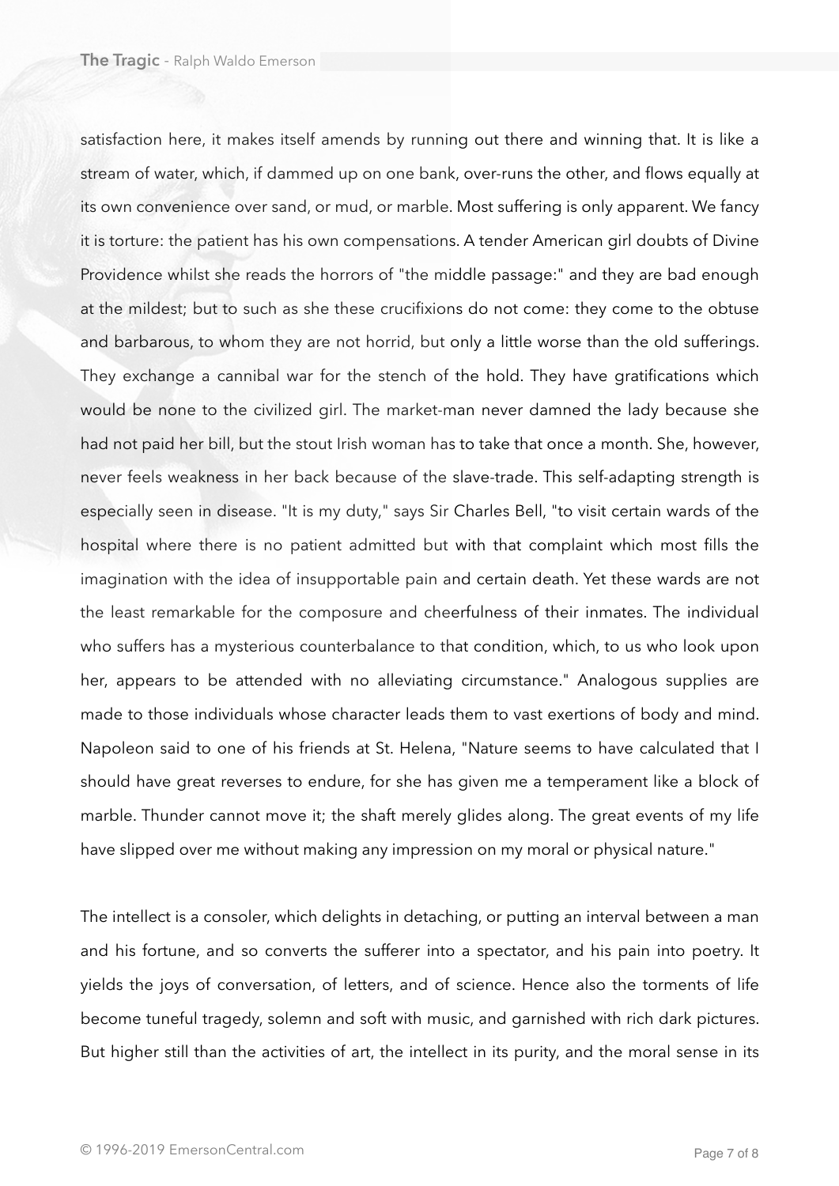satisfaction here, it makes itself amends by running out there and winning that. It is like a stream of water, which, if dammed up on one bank, over-runs the other, and flows equally at its own convenience over sand, or mud, or marble. Most suffering is only apparent. We fancy it is torture: the patient has his own compensations. A tender American girl doubts of Divine Providence whilst she reads the horrors of "the middle passage:" and they are bad enough at the mildest; but to such as she these crucifixions do not come: they come to the obtuse and barbarous, to whom they are not horrid, but only a little worse than the old sufferings. They exchange a cannibal war for the stench of the hold. They have gratifications which would be none to the civilized girl. The market-man never damned the lady because she had not paid her bill, but the stout Irish woman has to take that once a month. She, however, never feels weakness in her back because of the slave-trade. This self-adapting strength is especially seen in disease. "It is my duty," says Sir Charles Bell, "to visit certain wards of the hospital where there is no patient admitted but with that complaint which most fills the imagination with the idea of insupportable pain and certain death. Yet these wards are not the least remarkable for the composure and cheerfulness of their inmates. The individual who suffers has a mysterious counterbalance to that condition, which, to us who look upon her, appears to be attended with no alleviating circumstance." Analogous supplies are made to those individuals whose character leads them to vast exertions of body and mind. Napoleon said to one of his friends at St. Helena, "Nature seems to have calculated that I should have great reverses to endure, for she has given me a temperament like a block of marble. Thunder cannot move it; the shaft merely glides along. The great events of my life have slipped over me without making any impression on my moral or physical nature."

The intellect is a consoler, which delights in detaching, or putting an interval between a man and his fortune, and so converts the sufferer into a spectator, and his pain into poetry. It yields the joys of conversation, of letters, and of science. Hence also the torments of life become tuneful tragedy, solemn and soft with music, and garnished with rich dark pictures. But higher still than the activities of art, the intellect in its purity, and the moral sense in its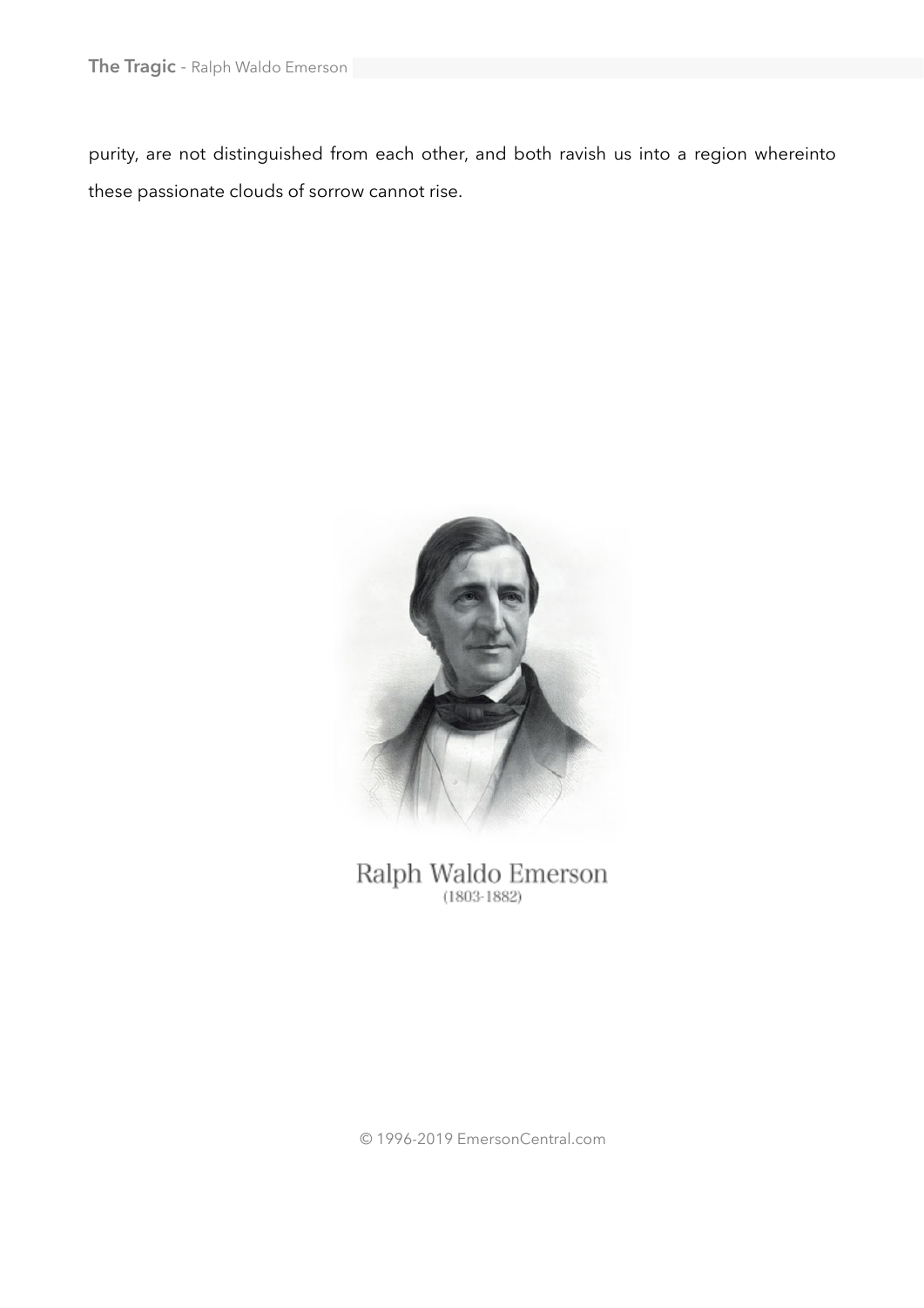purity, are not distinguished from each other, and both ravish us into a region whereinto these passionate clouds of sorrow cannot rise.

Ralph Waldo Emerson
(1803-1882)

© 1996-2019 EmersonCentral.com